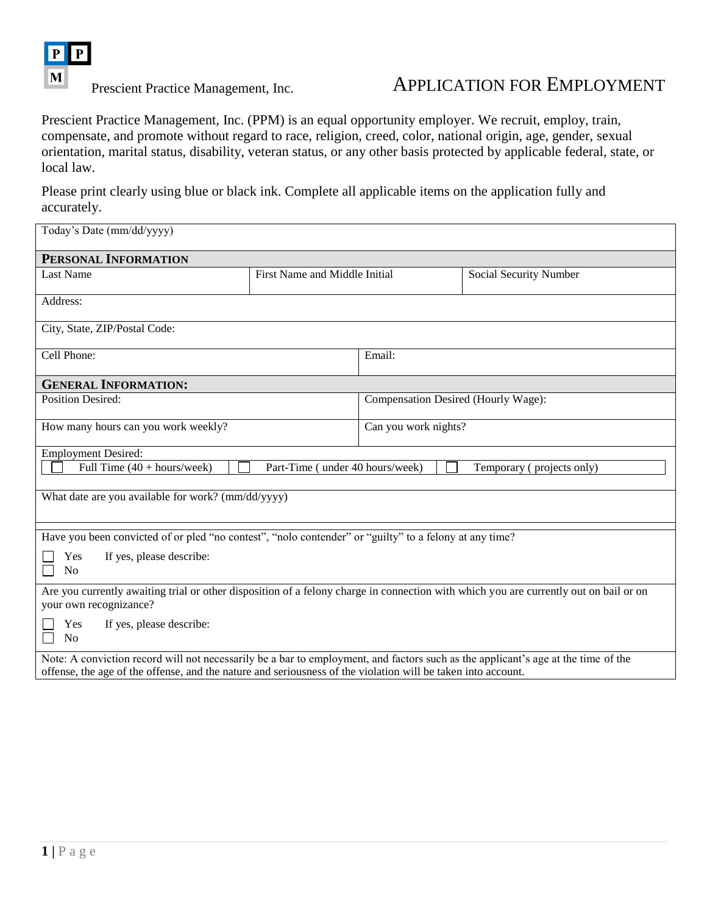Prescient Practice Management, Inc.

# APPLICATION FOR EMPLOYMENT

Prescient Practice Management, Inc. (PPM) is an equal opportunity employer. We recruit, employ, train, compensate, and promote without regard to race, religion, creed, color, national origin, age, gender, sexual orientation, marital status, disability, veteran status, or any other basis protected by applicable federal, state, or local law.

Please print clearly using blue or black ink. Complete all applicable items on the application fully and accurately.

| Today's Date (mm/dd/yyyy) | | |
|---|---|---|
| **PERSONAL INFORMATION** | | |
| Last Name | First Name and Middle Initial | Social Security Number |
| Address: | | |
| City, State, ZIP/Postal Code: | | |
| Cell Phone: | Email: | |
| **GENERAL INFORMATION:** | | |
| Position Desired: | Compensation Desired (Hourly Wage): | |
| How many hours can you work weekly? | Can you work nights? | |
| Employment Desired: ☐ Full Time (40 + hours/week) | ☐ Part-Time ( under 40 hours/week) | ☐ Temporary ( projects only) |
| What date are you available for work? (mm/dd/yyyy) | | |

Have you been convicted of or pled "no contest", "nolo contender" or "guilty" to a felony at any time?

☐ Yes If yes, please describe:
☐ No

Are you currently awaiting trial or other disposition of a felony charge in connection with which you are currently out on bail or on your own recognizance?

☐ Yes If yes, please describe:
☐ No

Note: A conviction record will not necessarily be a bar to employment, and factors such as the applicant's age at the time of the offense, the age of the offense, and the nature and seriousness of the violation will be taken into account.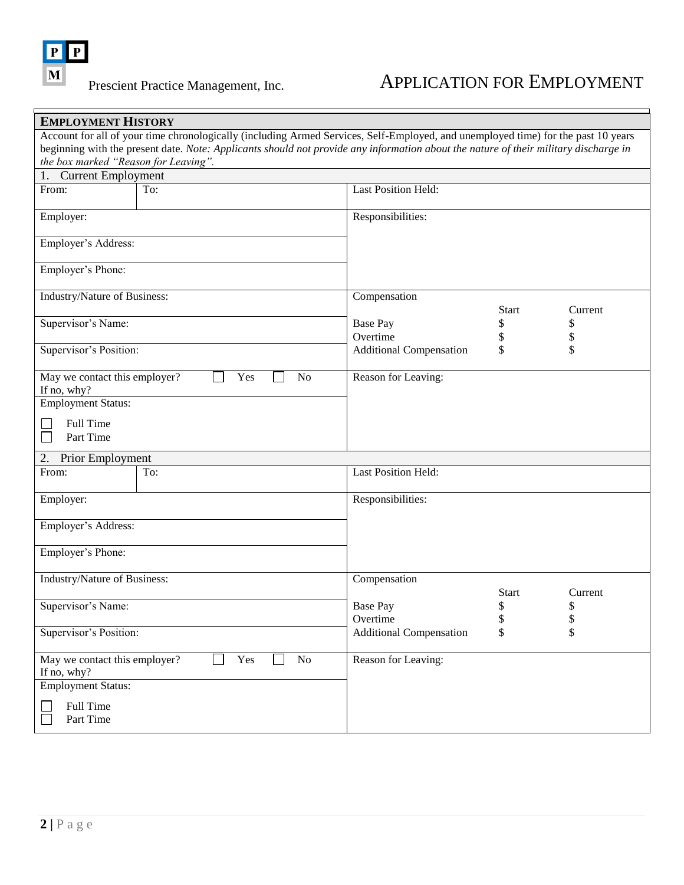Prescient Practice Management, Inc.

# APPLICATION FOR EMPLOYMENT

## EMPLOYMENT HISTORY

Account for all of your time chronologically (including Armed Services, Self-Employed, and unemployed time) for the past 10 years beginning with the present date. *Note: Applicants should not provide any information about the nature of their military discharge in the box marked "Reason for Leaving".*

### 1. Current Employment

| | |
|---|---|
| From: / To: | Last Position Held: |
| Employer: | Responsibilities: |
| Employer's Address: | |
| Employer's Phone: | |
| Industry/Nature of Business: | Compensation |
| Supervisor's Name: | |
| Supervisor's Position: | |
| May we contact this employer? ☐ Yes ☐ No<br>If no, why? | Reason for Leaving: |
| Employment Status:<br>☐ Full Time<br>☐ Part Time | |

| Compensation | Start | Current |
|---|---|---|
| Base Pay | $ | $ |
| Overtime | $ | $ |
| Additional Compensation | $ | $ |

### 2. Prior Employment

| | |
|---|---|
| From: / To: | Last Position Held: |
| Employer: | Responsibilities: |
| Employer's Address: | |
| Employer's Phone: | |
| Industry/Nature of Business: | Compensation |
| Supervisor's Name: | |
| Supervisor's Position: | |
| May we contact this employer? ☐ Yes ☐ No<br>If no, why? | Reason for Leaving: |
| Employment Status:<br>☐ Full Time<br>☐ Part Time | |

| Compensation | Start | Current |
|---|---|---|
| Base Pay | $ | $ |
| Overtime | $ | $ |
| Additional Compensation | $ | $ |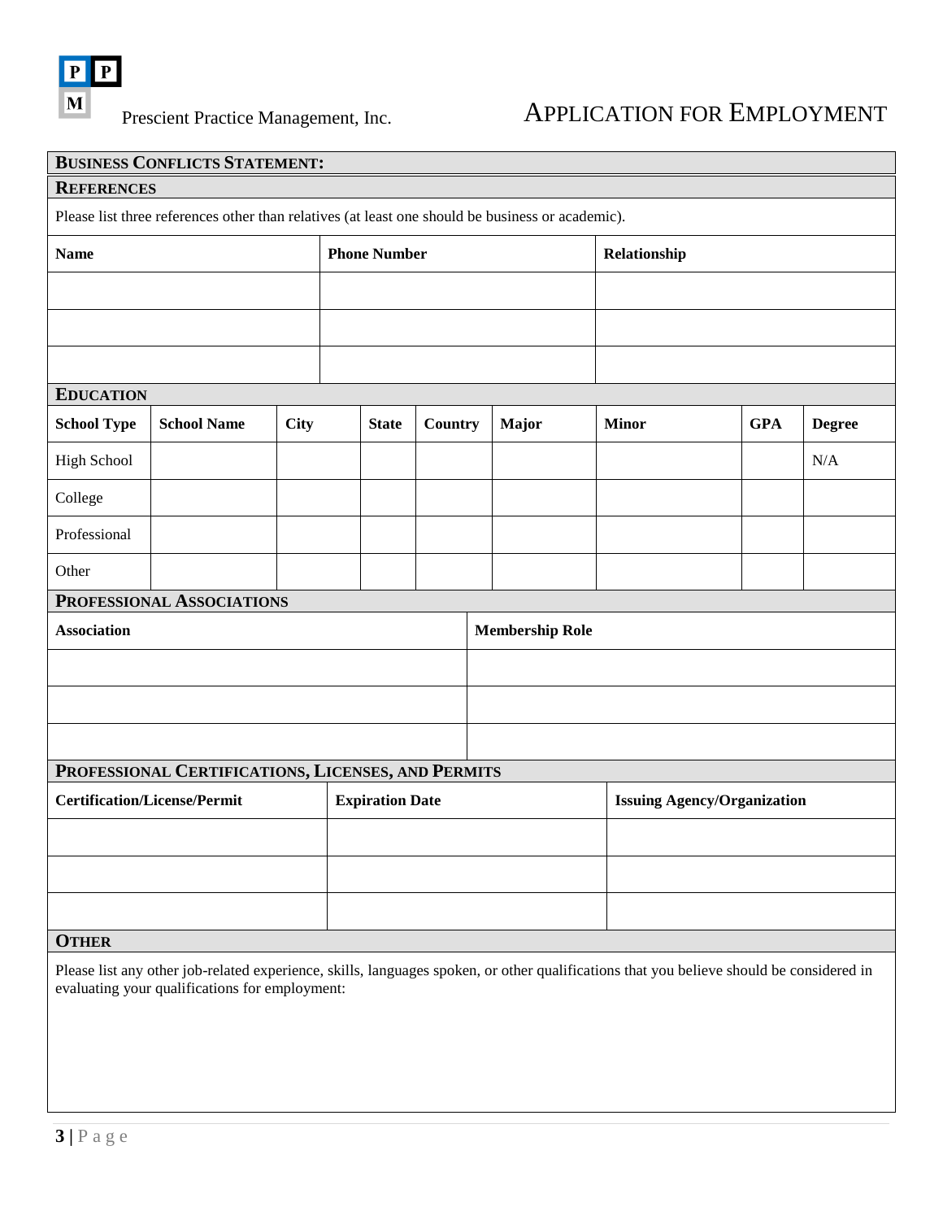PPM Prescient Practice Management, Inc.

# APPLICATION FOR EMPLOYMENT

## BUSINESS CONFLICTS STATEMENT:

## REFERENCES

Please list three references other than relatives (at least one should be business or academic).

| Name | Phone Number | Relationship |
|---|---|---|
| | | |
| | | |
| | | |

## EDUCATION

| School Type | School Name | City | State | Country | Major | Minor | GPA | Degree |
|---|---|---|---|---|---|---|---|---|
| High School | | | | | | | | N/A |
| College | | | | | | | | |
| Professional | | | | | | | | |
| Other | | | | | | | | |

## PROFESSIONAL ASSOCIATIONS

| Association | Membership Role |
|---|---|
| | |
| | |
| | |

## PROFESSIONAL CERTIFICATIONS, LICENSES, AND PERMITS

| Certification/License/Permit | Expiration Date | Issuing Agency/Organization |
|---|---|---|
| | | |
| | | |
| | | |

## OTHER

Please list any other job-related experience, skills, languages spoken, or other qualifications that you believe should be considered in evaluating your qualifications for employment: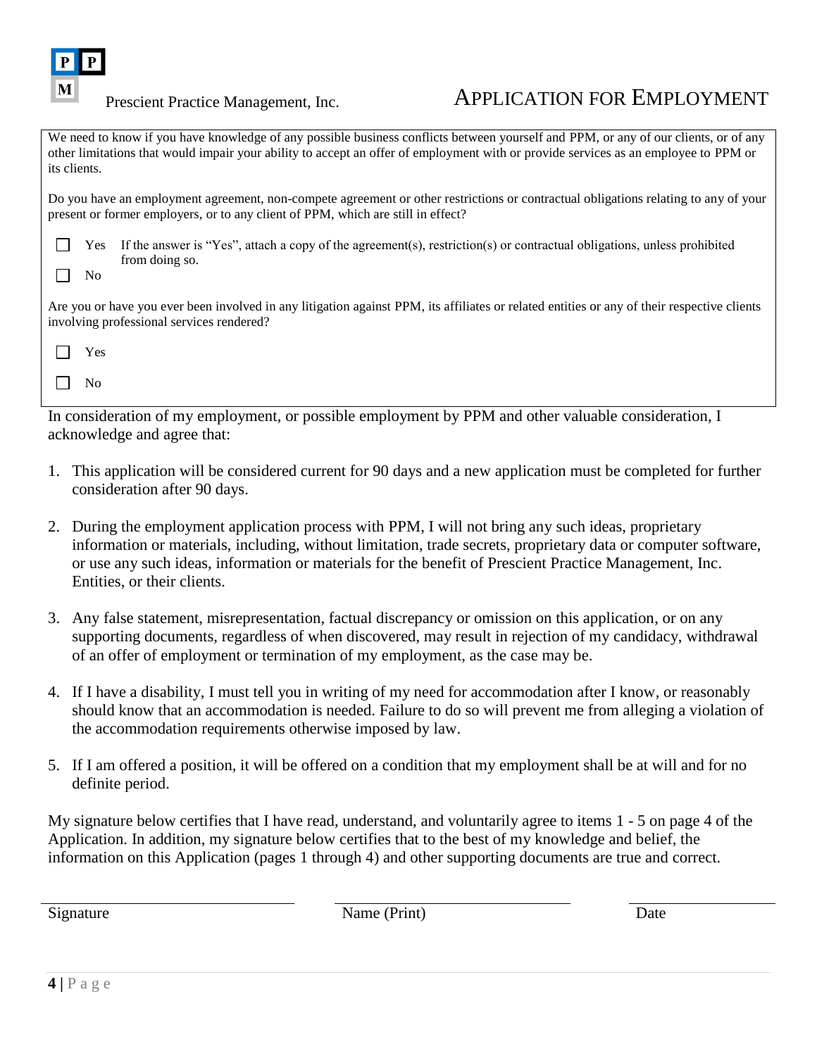Prescient Practice Management, Inc.

# APPLICATION FOR EMPLOYMENT

We need to know if you have knowledge of any possible business conflicts between yourself and PPM, or any of our clients, or of any other limitations that would impair your ability to accept an offer of employment with or provide services as an employee to PPM or its clients.

Do you have an employment agreement, non-compete agreement or other restrictions or contractual obligations relating to any of your present or former employers, or to any client of PPM, which are still in effect?

- ☐ Yes If the answer is "Yes", attach a copy of the agreement(s), restriction(s) or contractual obligations, unless prohibited from doing so.
- ☐ No

Are you or have you ever been involved in any litigation against PPM, its affiliates or related entities or any of their respective clients involving professional services rendered?

- ☐ Yes
- ☐ No

In consideration of my employment, or possible employment by PPM and other valuable consideration, I acknowledge and agree that:

1. This application will be considered current for 90 days and a new application must be completed for further consideration after 90 days.
2. During the employment application process with PPM, I will not bring any such ideas, proprietary information or materials, including, without limitation, trade secrets, proprietary data or computer software, or use any such ideas, information or materials for the benefit of Prescient Practice Management, Inc. Entities, or their clients.
3. Any false statement, misrepresentation, factual discrepancy or omission on this application, or on any supporting documents, regardless of when discovered, may result in rejection of my candidacy, withdrawal of an offer of employment or termination of my employment, as the case may be.
4. If I have a disability, I must tell you in writing of my need for accommodation after I know, or reasonably should know that an accommodation is needed. Failure to do so will prevent me from alleging a violation of the accommodation requirements otherwise imposed by law.
5. If I am offered a position, it will be offered on a condition that my employment shall be at will and for no definite period.

My signature below certifies that I have read, understand, and voluntarily agree to items 1 - 5 on page 4 of the Application. In addition, my signature below certifies that to the best of my knowledge and belief, the information on this Application (pages 1 through 4) and other supporting documents are true and correct.

| Signature | Name (Print) | Date |
|---|---|---|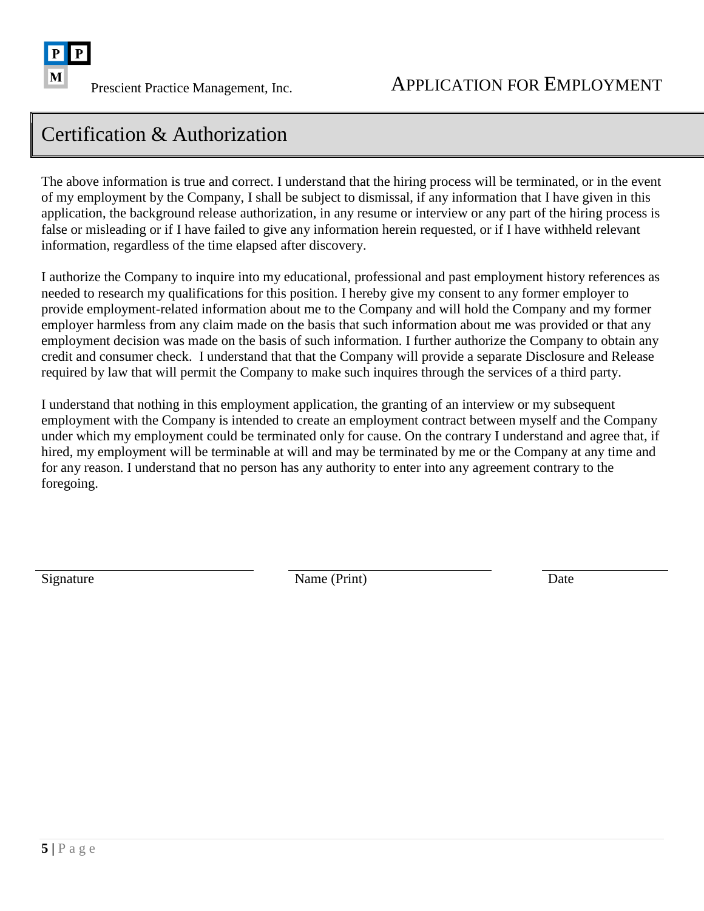Prescient Practice Management, Inc.

APPLICATION FOR EMPLOYMENT

## Certification & Authorization

The above information is true and correct. I understand that the hiring process will be terminated, or in the event of my employment by the Company, I shall be subject to dismissal, if any information that I have given in this application, the background release authorization, in any resume or interview or any part of the hiring process is false or misleading or if I have failed to give any information herein requested, or if I have withheld relevant information, regardless of the time elapsed after discovery.

I authorize the Company to inquire into my educational, professional and past employment history references as needed to research my qualifications for this position. I hereby give my consent to any former employer to provide employment-related information about me to the Company and will hold the Company and my former employer harmless from any claim made on the basis that such information about me was provided or that any employment decision was made on the basis of such information. I further authorize the Company to obtain any credit and consumer check. I understand that that the Company will provide a separate Disclosure and Release required by law that will permit the Company to make such inquires through the services of a third party.

I understand that nothing in this employment application, the granting of an interview or my subsequent employment with the Company is intended to create an employment contract between myself and the Company under which my employment could be terminated only for cause. On the contrary I understand and agree that, if hired, my employment will be terminable at will and may be terminated by me or the Company at any time and for any reason. I understand that no person has any authority to enter into any agreement contrary to the foregoing.

| | | |
|---|---|---|
| Signature | Name (Print) | Date |